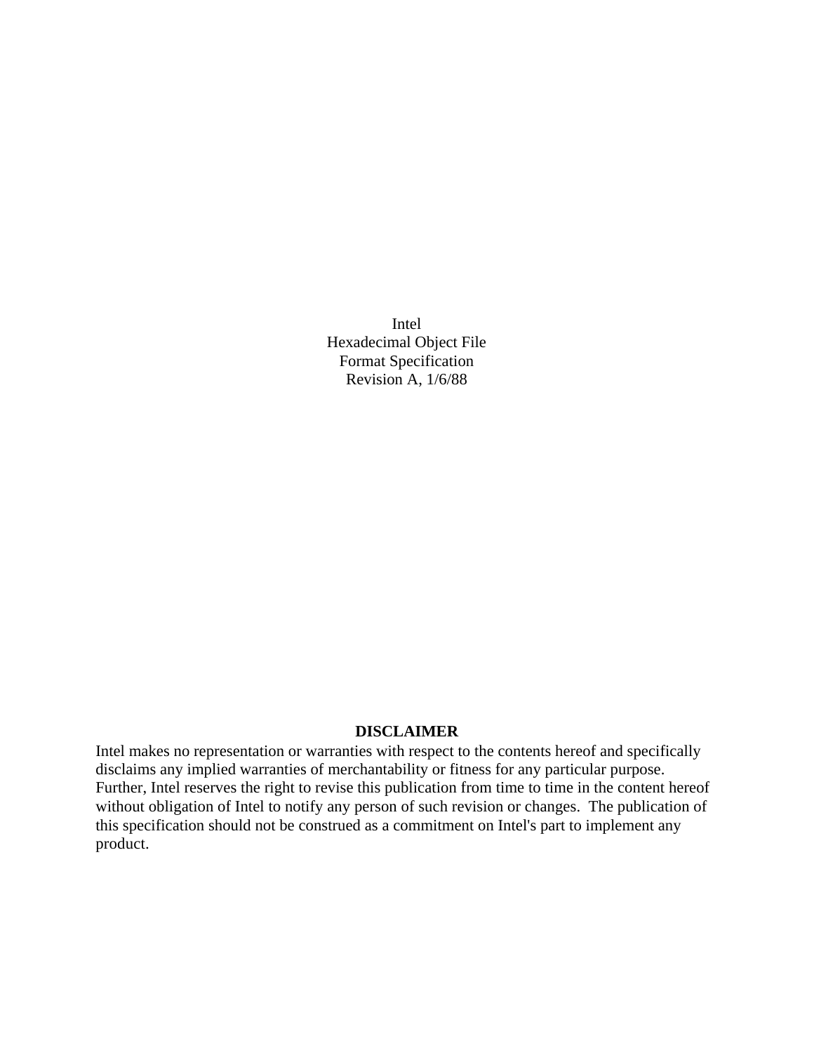Intel
Hexadecimal Object File
Format Specification
Revision A, 1/6/88

**DISCLAIMER**

Intel makes no representation or warranties with respect to the contents hereof and specifically disclaims any implied warranties of merchantability or fitness for any particular purpose. Further, Intel reserves the right to revise this publication from time to time in the content hereof without obligation of Intel to notify any person of such revision or changes. The publication of this specification should not be construed as a commitment on Intel's part to implement any product.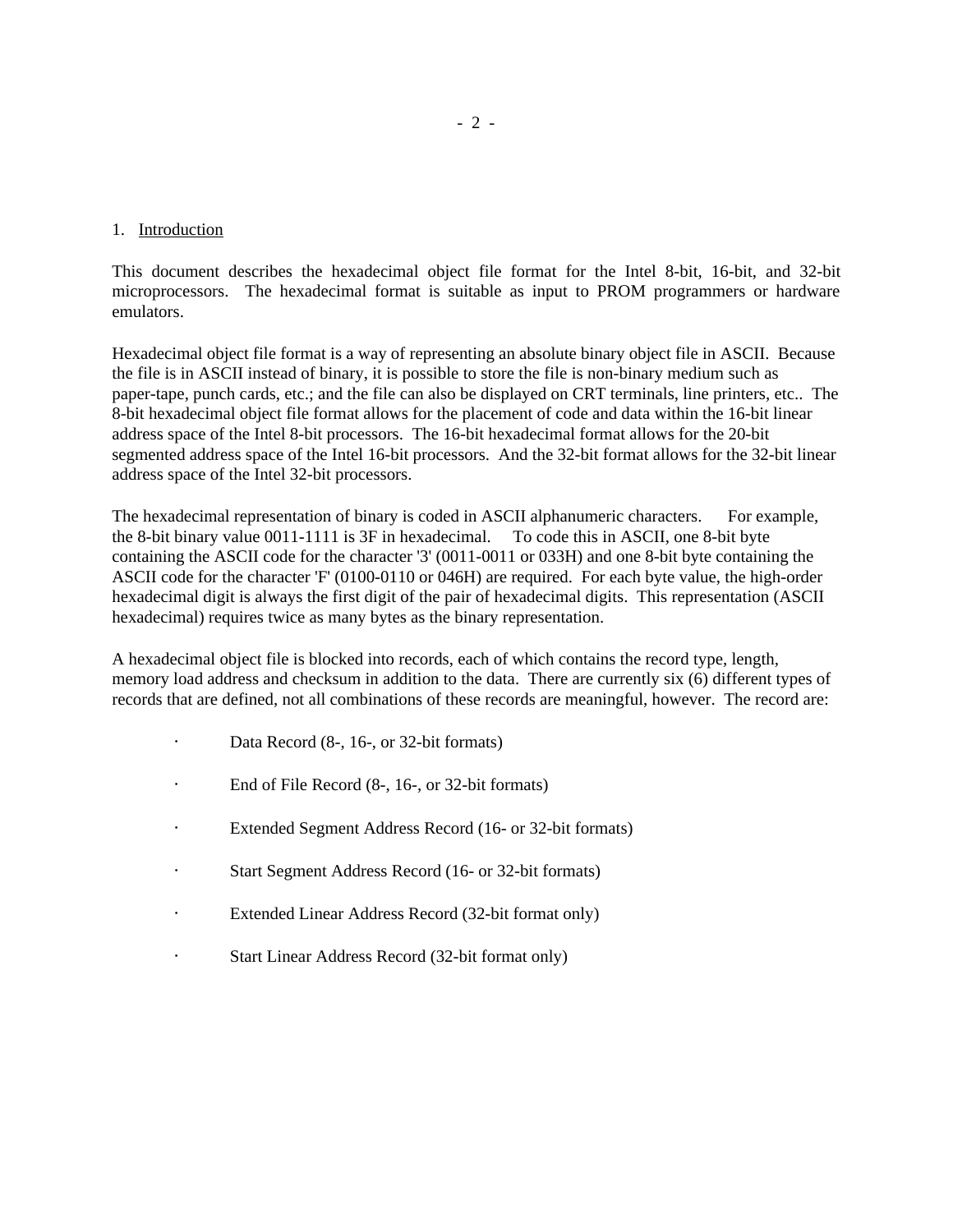## 1. Introduction

This document describes the hexadecimal object file format for the Intel 8-bit, 16-bit, and 32-bit microprocessors. The hexadecimal format is suitable as input to PROM programmers or hardware emulators.

Hexadecimal object file format is a way of representing an absolute binary object file in ASCII. Because the file is in ASCII instead of binary, it is possible to store the file is non-binary medium such as paper-tape, punch cards, etc.; and the file can also be displayed on CRT terminals, line printers, etc.. The 8-bit hexadecimal object file format allows for the placement of code and data within the 16-bit linear address space of the Intel 8-bit processors. The 16-bit hexadecimal format allows for the 20-bit segmented address space of the Intel 16-bit processors. And the 32-bit format allows for the 32-bit linear address space of the Intel 32-bit processors.

The hexadecimal representation of binary is coded in ASCII alphanumeric characters. For example, the 8-bit binary value 0011-1111 is 3F in hexadecimal. To code this in ASCII, one 8-bit byte containing the ASCII code for the character '3' (0011-0011 or 033H) and one 8-bit byte containing the ASCII code for the character 'F' (0100-0110 or 046H) are required. For each byte value, the high-order hexadecimal digit is always the first digit of the pair of hexadecimal digits. This representation (ASCII hexadecimal) requires twice as many bytes as the binary representation.

A hexadecimal object file is blocked into records, each of which contains the record type, length, memory load address and checksum in addition to the data. There are currently six (6) different types of records that are defined, not all combinations of these records are meaningful, however. The record are:

- Data Record (8-, 16-, or 32-bit formats)
- End of File Record (8-, 16-, or 32-bit formats)
- Extended Segment Address Record (16- or 32-bit formats)
- Start Segment Address Record (16- or 32-bit formats)
- Extended Linear Address Record (32-bit format only)
- Start Linear Address Record (32-bit format only)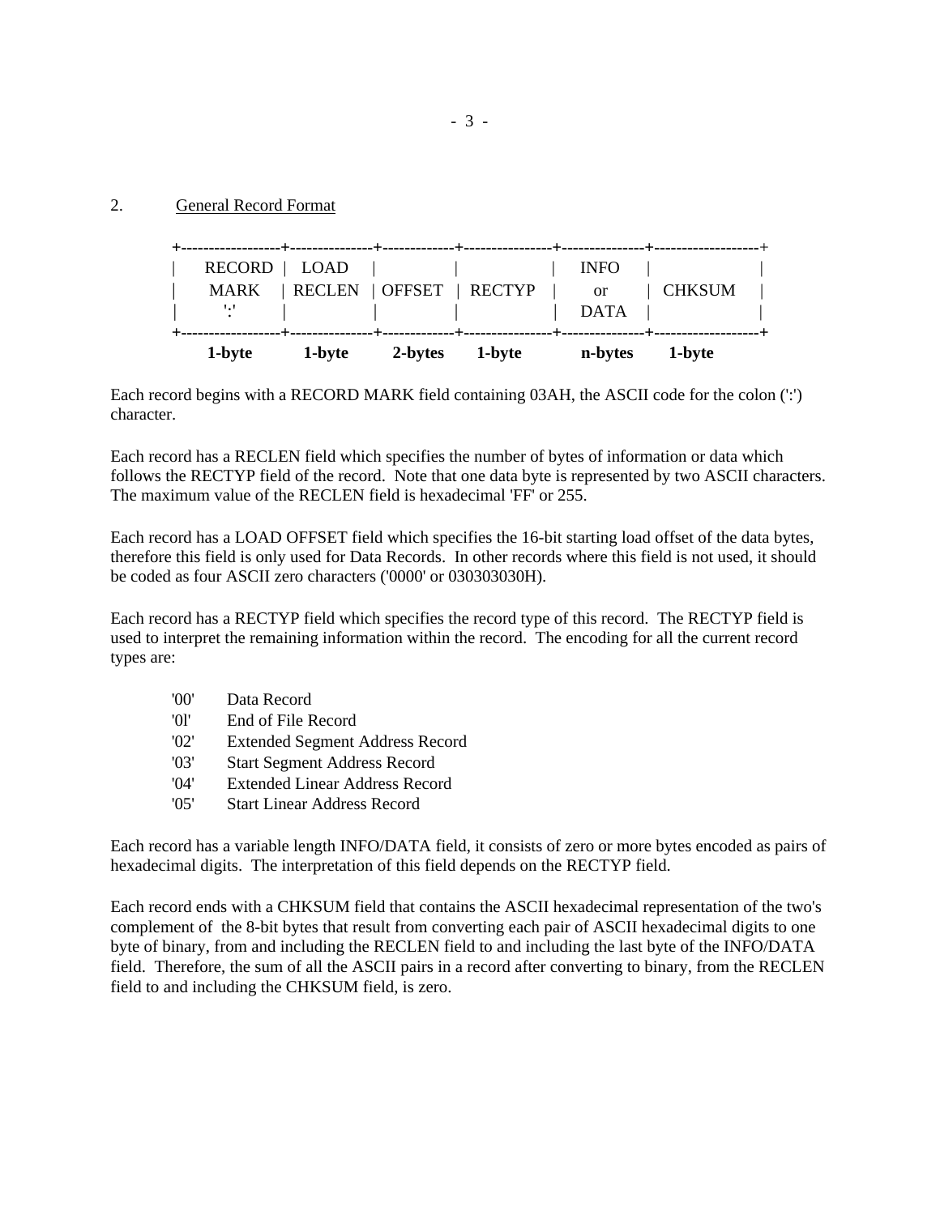## 2. General Record Format

```
+------------------+---------------+-------------+----------------+---------------+-------------------+
|   RECORD  |  LOAD   |             |                |     INFO      |                   |
|    MARK   | RECLEN  | OFFSET  |  RECTYP    |      or       |     CHKSUM       |
|     ':'   |         |             |                |     DATA      |                   |
+------------------+---------------+-------------+----------------+---------------+-------------------+
     1-byte      1-byte      2-bytes     1-byte        n-bytes      1-byte
```

Each record begins with a RECORD MARK field containing 03AH, the ASCII code for the colon (':') character.

Each record has a RECLEN field which specifies the number of bytes of information or data which follows the RECTYP field of the record. Note that one data byte is represented by two ASCII characters. The maximum value of the RECLEN field is hexadecimal 'FF' or 255.

Each record has a LOAD OFFSET field which specifies the 16-bit starting load offset of the data bytes, therefore this field is only used for Data Records. In other records where this field is not used, it should be coded as four ASCII zero characters ('0000' or 030303030H).

Each record has a RECTYP field which specifies the record type of this record. The RECTYP field is used to interpret the remaining information within the record. The encoding for all the current record types are:

- '00' Data Record
- '0l' End of File Record
- '02' Extended Segment Address Record
- '03' Start Segment Address Record
- '04' Extended Linear Address Record
- '05' Start Linear Address Record

Each record has a variable length INFO/DATA field, it consists of zero or more bytes encoded as pairs of hexadecimal digits. The interpretation of this field depends on the RECTYP field.

Each record ends with a CHKSUM field that contains the ASCII hexadecimal representation of the two's complement of the 8-bit bytes that result from converting each pair of ASCII hexadecimal digits to one byte of binary, from and including the RECLEN field to and including the last byte of the INFO/DATA field. Therefore, the sum of all the ASCII pairs in a record after converting to binary, from the RECLEN field to and including the CHKSUM field, is zero.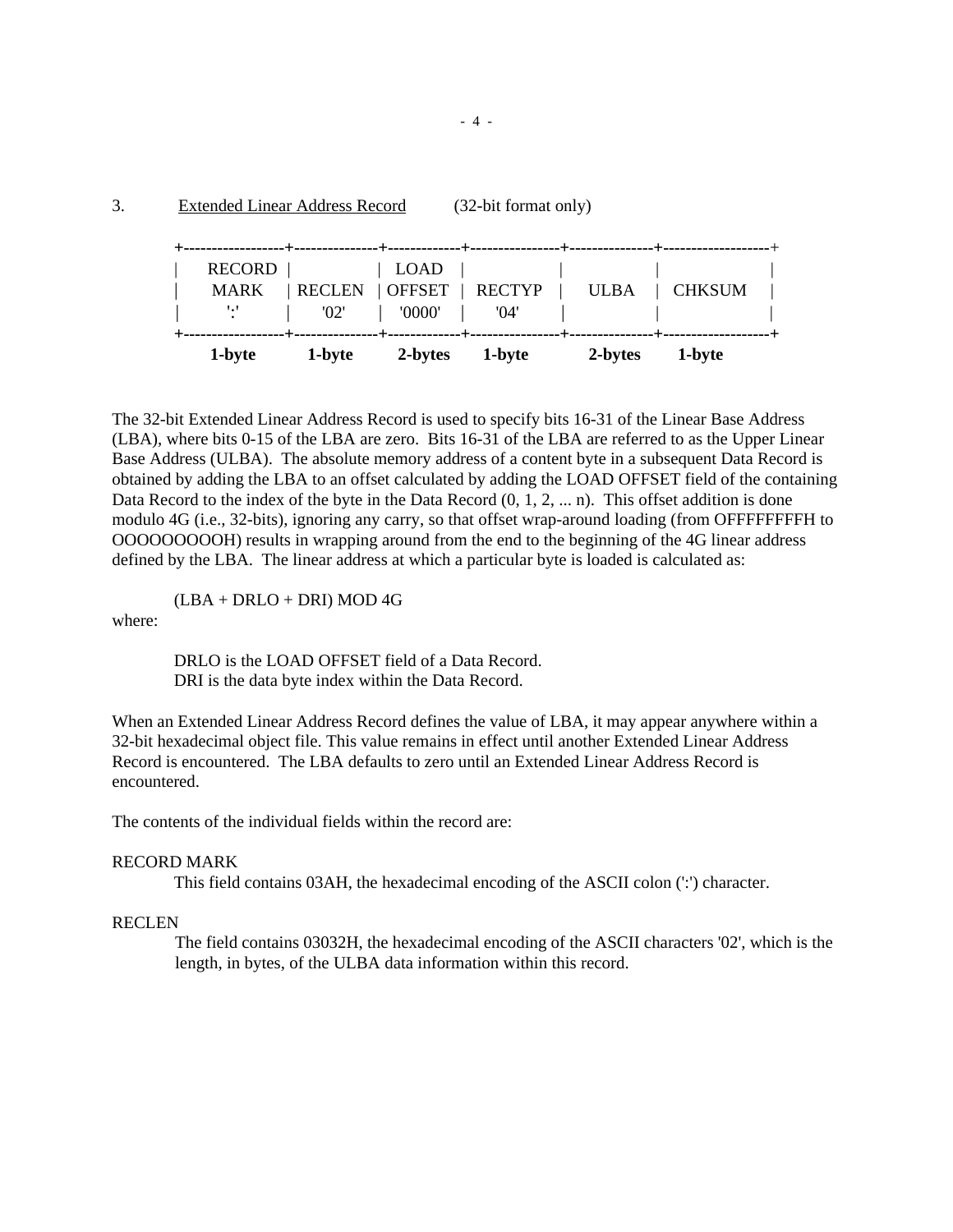3. <u>Extended Linear Address Record</u> (32-bit format only)

| RECORD MARK ':' | RECLEN '02' | LOAD OFFSET '0000' | RECTYP '04' | ULBA | CHKSUM |
|---|---|---|---|---|---|
| **1-byte** | **1-byte** | **2-bytes** | **1-byte** | **2-bytes** | **1-byte** |

The 32-bit Extended Linear Address Record is used to specify bits 16-31 of the Linear Base Address (LBA), where bits 0-15 of the LBA are zero. Bits 16-31 of the LBA are referred to as the Upper Linear Base Address (ULBA). The absolute memory address of a content byte in a subsequent Data Record is obtained by adding the LBA to an offset calculated by adding the LOAD OFFSET field of the containing Data Record to the index of the byte in the Data Record (0, 1, 2, ... n). This offset addition is done modulo 4G (i.e., 32-bits), ignoring any carry, so that offset wrap-around loading (from OFFFFFFFFH to OOOOOOOOOH) results in wrapping around from the end to the beginning of the 4G linear address defined by the LBA. The linear address at which a particular byte is loaded is calculated as:

(LBA + DRLO + DRI) MOD 4G

where:

DRLO is the LOAD OFFSET field of a Data Record.
DRI is the data byte index within the Data Record.

When an Extended Linear Address Record defines the value of LBA, it may appear anywhere within a 32-bit hexadecimal object file. This value remains in effect until another Extended Linear Address Record is encountered. The LBA defaults to zero until an Extended Linear Address Record is encountered.

The contents of the individual fields within the record are:

RECORD MARK
: This field contains 03AH, the hexadecimal encoding of the ASCII colon (':') character.

RECLEN
: The field contains 03032H, the hexadecimal encoding of the ASCII characters '02', which is the length, in bytes, of the ULBA data information within this record.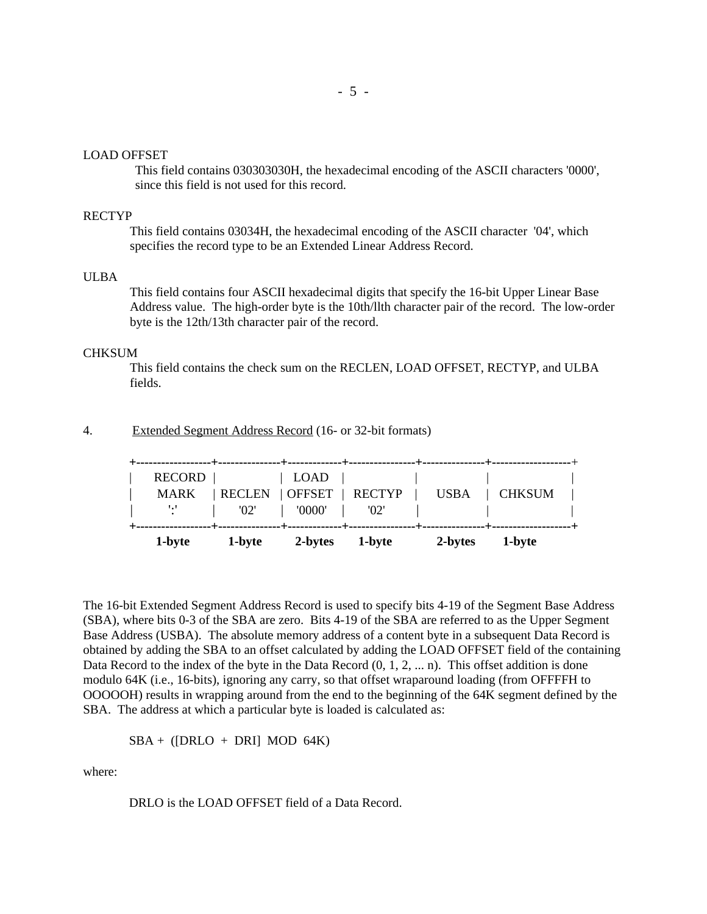LOAD OFFSET

This field contains 030303030H, the hexadecimal encoding of the ASCII characters '0000', since this field is not used for this record.

RECTYP

This field contains 03034H, the hexadecimal encoding of the ASCII character '04', which specifies the record type to be an Extended Linear Address Record.

ULBA

This field contains four ASCII hexadecimal digits that specify the 16-bit Upper Linear Base Address value. The high-order byte is the 10th/llth character pair of the record. The low-order byte is the 12th/13th character pair of the record.

CHKSUM

This field contains the check sum on the RECLEN, LOAD OFFSET, RECTYP, and ULBA fields.

4. Extended Segment Address Record (16- or 32-bit formats)

```
+------------------+---------------+-------------+----------------+---------------+-------------------+
|    RECORD  |              |  LOAD   |                  |                |                     |
|     MARK    | RECLEN  | OFFSET  |   RECTYP    |    USBA    |  CHKSUM    |
|       ':'       |     '02'     |   '0000'   |      '02'       |                |                     |
+------------------+---------------+-------------+----------------+---------------+-------------------+
      1-byte        1-byte      2-bytes      1-byte        2-bytes      1-byte
```

The 16-bit Extended Segment Address Record is used to specify bits 4-19 of the Segment Base Address (SBA), where bits 0-3 of the SBA are zero. Bits 4-19 of the SBA are referred to as the Upper Segment Base Address (USBA). The absolute memory address of a content byte in a subsequent Data Record is obtained by adding the SBA to an offset calculated by adding the LOAD OFFSET field of the containing Data Record to the index of the byte in the Data Record (0, 1, 2, ... n). This offset addition is done modulo 64K (i.e., 16-bits), ignoring any carry, so that offset wraparound loading (from OFFFFH to OOOOOH) results in wrapping around from the end to the beginning of the 64K segment defined by the SBA. The address at which a particular byte is loaded is calculated as:

SBA + ([DRLO + DRI] MOD 64K)

where:

DRLO is the LOAD OFFSET field of a Data Record.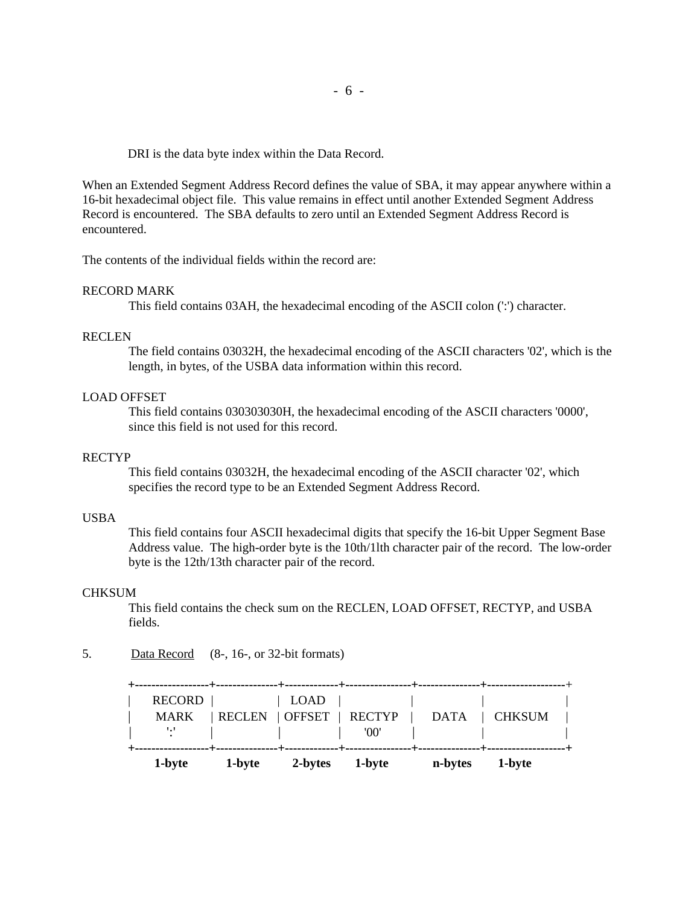DRI is the data byte index within the Data Record.

When an Extended Segment Address Record defines the value of SBA, it may appear anywhere within a 16-bit hexadecimal object file. This value remains in effect until another Extended Segment Address Record is encountered. The SBA defaults to zero until an Extended Segment Address Record is encountered.

The contents of the individual fields within the record are:

RECORD MARK
: This field contains 03AH, the hexadecimal encoding of the ASCII colon (':') character.

RECLEN
: The field contains 03032H, the hexadecimal encoding of the ASCII characters '02', which is the length, in bytes, of the USBA data information within this record.

LOAD OFFSET
: This field contains 030303030H, the hexadecimal encoding of the ASCII characters '0000', since this field is not used for this record.

RECTYP
: This field contains 03032H, the hexadecimal encoding of the ASCII character '02', which specifies the record type to be an Extended Segment Address Record.

USBA
: This field contains four ASCII hexadecimal digits that specify the 16-bit Upper Segment Base Address value. The high-order byte is the 10th/1lth character pair of the record. The low-order byte is the 12th/13th character pair of the record.

CHKSUM
: This field contains the check sum on the RECLEN, LOAD OFFSET, RECTYP, and USBA fields.

5. Data Record (8-, 16-, or 32-bit formats)

```
+------------------+---------------+-------------+----------------+---------------+-------------------+
|     RECORD       |               |    LOAD     |                |               |                   |
|      MARK        |    RECLEN     |   OFFSET    |    RECTYP      |     DATA      |      CHKSUM       |
|       ':'        |               |             |     '00'       |               |                   |
+------------------+---------------+-------------+----------------+---------------+-------------------+
       1-byte          1-byte         2-bytes        1-byte           n-bytes          1-byte
```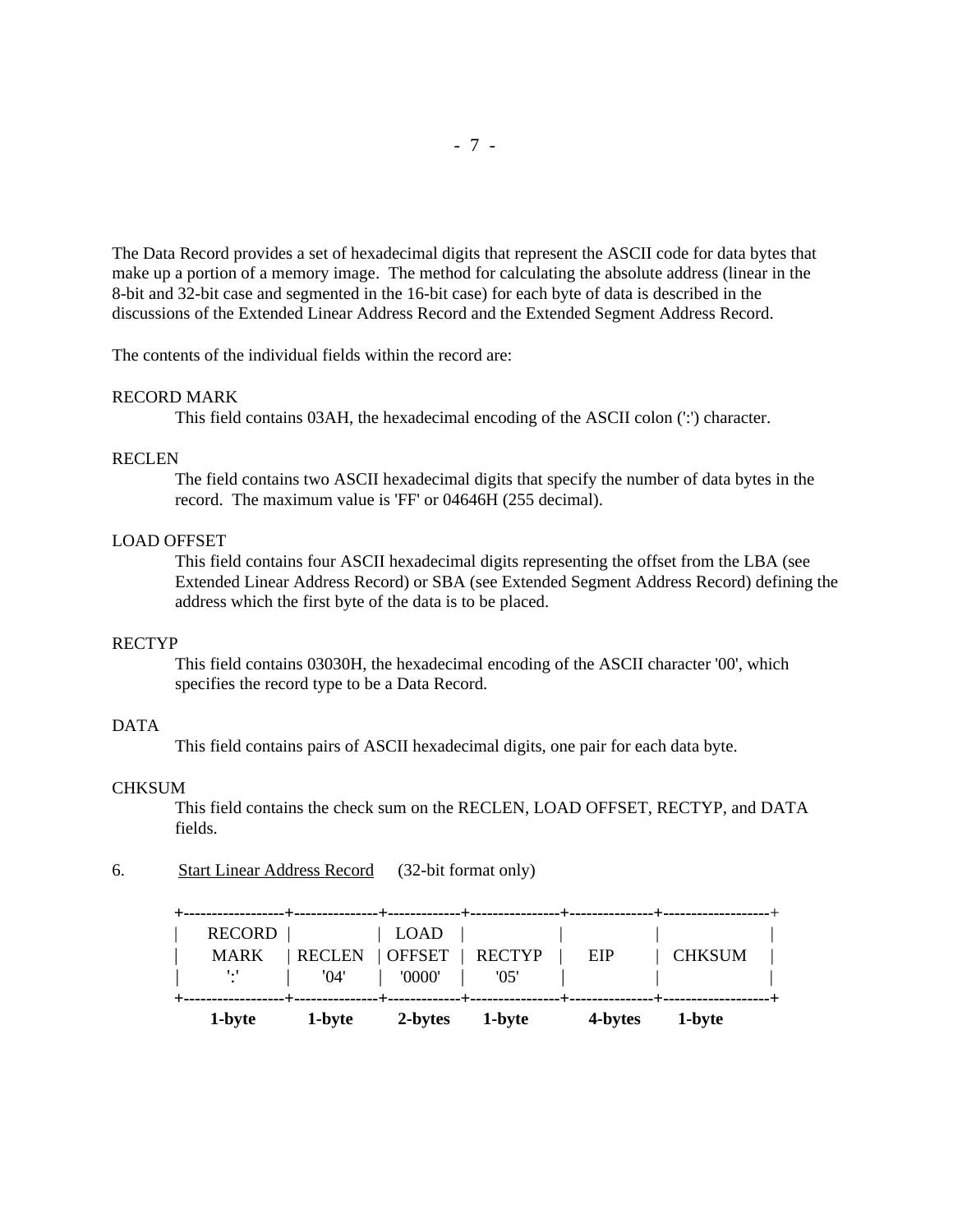The Data Record provides a set of hexadecimal digits that represent the ASCII code for data bytes that make up a portion of a memory image. The method for calculating the absolute address (linear in the 8-bit and 32-bit case and segmented in the 16-bit case) for each byte of data is described in the discussions of the Extended Linear Address Record and the Extended Segment Address Record.

The contents of the individual fields within the record are:

RECORD MARK

This field contains 03AH, the hexadecimal encoding of the ASCII colon (':') character.

RECLEN

The field contains two ASCII hexadecimal digits that specify the number of data bytes in the record. The maximum value is 'FF' or 04646H (255 decimal).

LOAD OFFSET

This field contains four ASCII hexadecimal digits representing the offset from the LBA (see Extended Linear Address Record) or SBA (see Extended Segment Address Record) defining the address which the first byte of the data is to be placed.

RECTYP

This field contains 03030H, the hexadecimal encoding of the ASCII character '00', which specifies the record type to be a Data Record.

DATA

This field contains pairs of ASCII hexadecimal digits, one pair for each data byte.

CHKSUM

This field contains the check sum on the RECLEN, LOAD OFFSET, RECTYP, and DATA fields.

6. Start Linear Address Record (32-bit format only)

| RECORD MARK ':' | RECLEN '04' | LOAD OFFSET '0000' | RECTYP '05' | EIP | CHKSUM |
|---|---|---|---|---|---|
| **1-byte** | **1-byte** | **2-bytes** | **1-byte** | **4-bytes** | **1-byte** |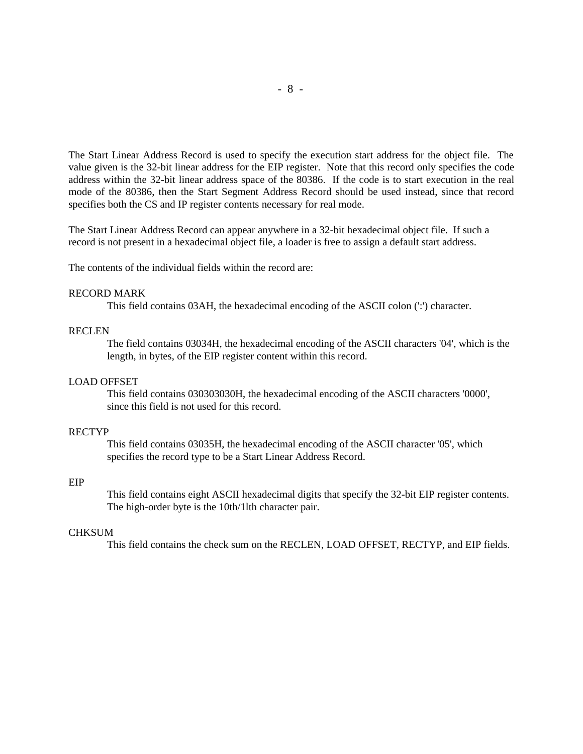The Start Linear Address Record is used to specify the execution start address for the object file. The value given is the 32-bit linear address for the EIP register. Note that this record only specifies the code address within the 32-bit linear address space of the 80386. If the code is to start execution in the real mode of the 80386, then the Start Segment Address Record should be used instead, since that record specifies both the CS and IP register contents necessary for real mode.

The Start Linear Address Record can appear anywhere in a 32-bit hexadecimal object file. If such a record is not present in a hexadecimal object file, a loader is free to assign a default start address.

The contents of the individual fields within the record are:

RECORD MARK
: This field contains 03AH, the hexadecimal encoding of the ASCII colon (':') character.

RECLEN
: The field contains 03034H, the hexadecimal encoding of the ASCII characters '04', which is the length, in bytes, of the EIP register content within this record.

LOAD OFFSET
: This field contains 030303030H, the hexadecimal encoding of the ASCII characters '0000', since this field is not used for this record.

RECTYP
: This field contains 03035H, the hexadecimal encoding of the ASCII character '05', which specifies the record type to be a Start Linear Address Record.

EIP
: This field contains eight ASCII hexadecimal digits that specify the 32-bit EIP register contents. The high-order byte is the 10th/1lth character pair.

CHKSUM
: This field contains the check sum on the RECLEN, LOAD OFFSET, RECTYP, and EIP fields.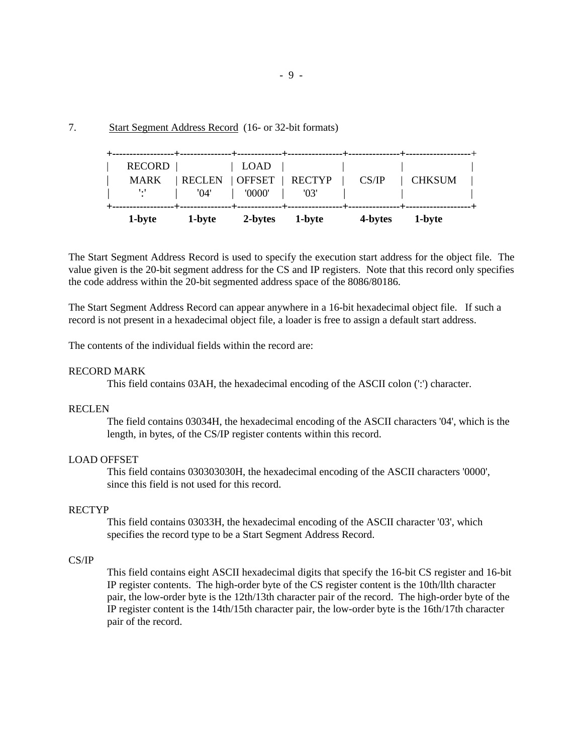7. Start Segment Address Record (16- or 32-bit formats)

| RECORD MARK ':' | RECLEN '04' | LOAD OFFSET '0000' | RECTYP '03' | CS/IP | CHKSUM |
|---|---|---|---|---|---|
| 1-byte | 1-byte | 2-bytes | 1-byte | 4-bytes | 1-byte |

The Start Segment Address Record is used to specify the execution start address for the object file. The value given is the 20-bit segment address for the CS and IP registers. Note that this record only specifies the code address within the 20-bit segmented address space of the 8086/80186.

The Start Segment Address Record can appear anywhere in a 16-bit hexadecimal object file. If such a record is not present in a hexadecimal object file, a loader is free to assign a default start address.

The contents of the individual fields within the record are:

RECORD MARK

This field contains 03AH, the hexadecimal encoding of the ASCII colon (':') character.

RECLEN

The field contains 03034H, the hexadecimal encoding of the ASCII characters '04', which is the length, in bytes, of the CS/IP register contents within this record.

LOAD OFFSET

This field contains 030303030H, the hexadecimal encoding of the ASCII characters '0000', since this field is not used for this record.

RECTYP

This field contains 03033H, the hexadecimal encoding of the ASCII character '03', which specifies the record type to be a Start Segment Address Record.

CS/IP

This field contains eight ASCII hexadecimal digits that specify the 16-bit CS register and 16-bit IP register contents. The high-order byte of the CS register content is the 10th/llth character pair, the low-order byte is the 12th/13th character pair of the record. The high-order byte of the IP register content is the 14th/15th character pair, the low-order byte is the 16th/17th character pair of the record.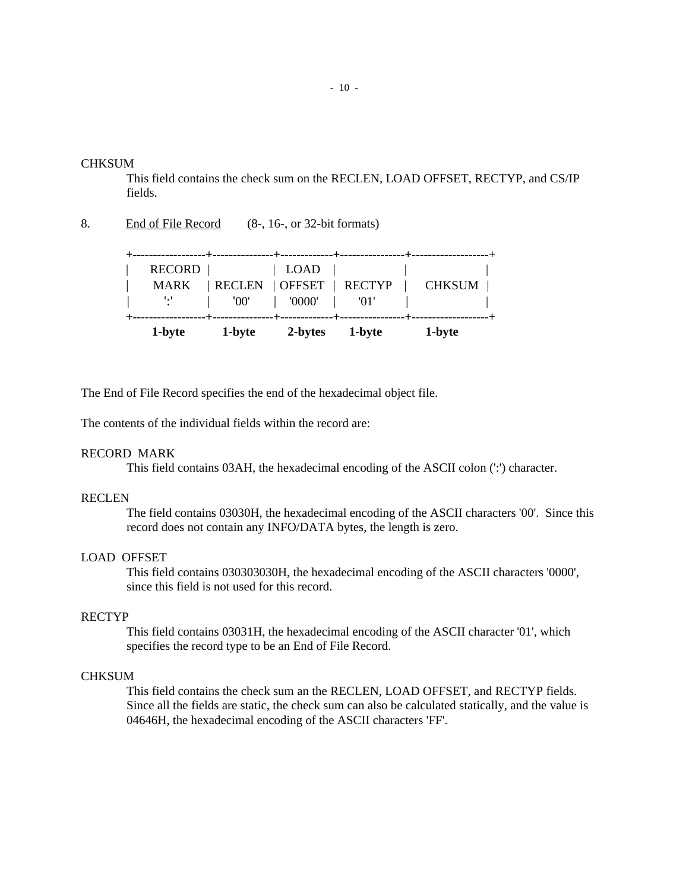CHKSUM

This field contains the check sum on the RECLEN, LOAD OFFSET, RECTYP, and CS/IP fields.

8. <u>End of File Record</u> (8-, 16-, or 32-bit formats)

```
+------------------+---------------+-------------+----------------+-------------------+
|     RECORD  |               |   LOAD   |                |                   |
|      MARK    | RECLEN  | OFFSET |  RECTYP   |    CHKSUM  |
|         ':'      |      '00'     |   '0000'   |      '01'       |                   |
+------------------+---------------+-------------+----------------+-------------------+
      1-byte        1-byte       2-bytes      1-byte          1-byte
```

The End of File Record specifies the end of the hexadecimal object file.

The contents of the individual fields within the record are:

RECORD MARK

This field contains 03AH, the hexadecimal encoding of the ASCII colon (':') character.

RECLEN

The field contains 03030H, the hexadecimal encoding of the ASCII characters '00'. Since this record does not contain any INFO/DATA bytes, the length is zero.

LOAD OFFSET

This field contains 030303030H, the hexadecimal encoding of the ASCII characters '0000', since this field is not used for this record.

RECTYP

This field contains 03031H, the hexadecimal encoding of the ASCII character '01', which specifies the record type to be an End of File Record.

CHKSUM

This field contains the check sum an the RECLEN, LOAD OFFSET, and RECTYP fields. Since all the fields are static, the check sum can also be calculated statically, and the value is 04646H, the hexadecimal encoding of the ASCII characters 'FF'.